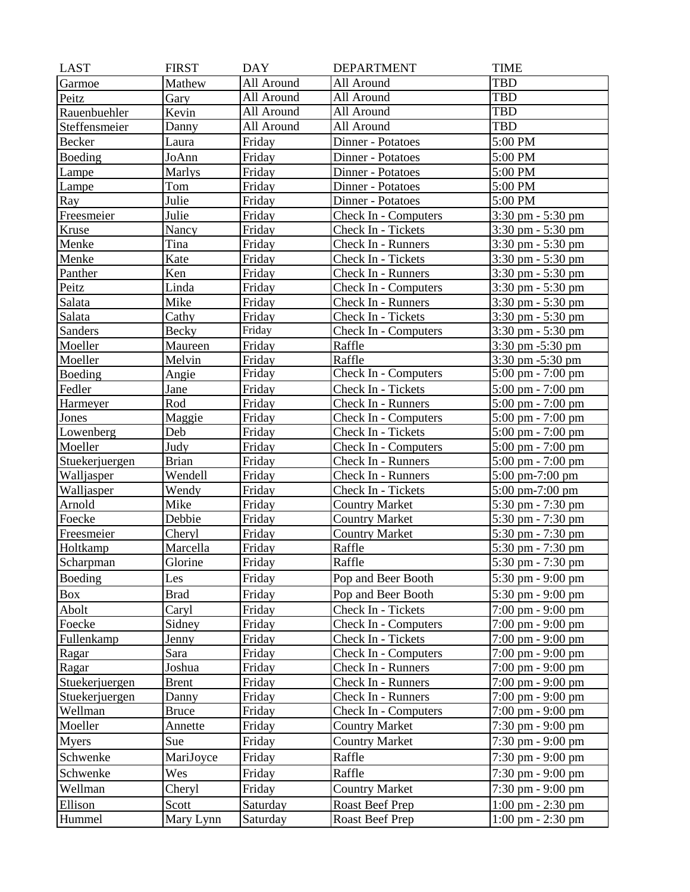| LAST | FIRST | DAY | DEPARTMENT | TIME |
|---|---|---|---|---|
| Garmoe | Mathew | All Around | All Around | TBD |
| Peitz | Gary | All Around | All Around | TBD |
| Rauenbuehler | Kevin | All Around | All Around | TBD |
| Steffensmeier | Danny | All Around | All Around | TBD |
| Becker | Laura | Friday | Dinner - Potatoes | 5:00 PM |
| Boeding | JoAnn | Friday | Dinner - Potatoes | 5:00 PM |
| Lampe | Marlys | Friday | Dinner - Potatoes | 5:00 PM |
| Lampe | Tom | Friday | Dinner - Potatoes | 5:00 PM |
| Ray | Julie | Friday | Dinner - Potatoes | 5:00 PM |
| Freesmeier | Julie | Friday | Check In - Computers | 3:30 pm - 5:30 pm |
| Kruse | Nancy | Friday | Check In - Tickets | 3:30 pm - 5:30 pm |
| Menke | Tina | Friday | Check In - Runners | 3:30 pm - 5:30 pm |
| Menke | Kate | Friday | Check In - Tickets | 3:30 pm - 5:30 pm |
| Panther | Ken | Friday | Check In - Runners | 3:30 pm - 5:30 pm |
| Peitz | Linda | Friday | Check In - Computers | 3:30 pm - 5:30 pm |
| Salata | Mike | Friday | Check In - Runners | 3:30 pm - 5:30 pm |
| Salata | Cathy | Friday | Check In - Tickets | 3:30 pm - 5:30 pm |
| Sanders | Becky | Friday | Check In - Computers | 3:30 pm - 5:30 pm |
| Moeller | Maureen | Friday | Raffle | 3:30 pm -5:30 pm |
| Moeller | Melvin | Friday | Raffle | 3:30 pm -5:30 pm |
| Boeding | Angie | Friday | Check In - Computers | 5:00 pm - 7:00 pm |
| Fedler | Jane | Friday | Check In - Tickets | 5:00 pm - 7:00 pm |
| Harmeyer | Rod | Friday | Check In - Runners | 5:00 pm - 7:00 pm |
| Jones | Maggie | Friday | Check In - Computers | 5:00 pm - 7:00 pm |
| Lowenberg | Deb | Friday | Check In - Tickets | 5:00 pm - 7:00 pm |
| Moeller | Judy | Friday | Check In - Computers | 5:00 pm - 7:00 pm |
| Stuekerjuergen | Brian | Friday | Check In - Runners | 5:00 pm - 7:00 pm |
| Walljasper | Wendell | Friday | Check In - Runners | 5:00 pm-7:00 pm |
| Walljasper | Wendy | Friday | Check In - Tickets | 5:00 pm-7:00 pm |
| Arnold | Mike | Friday | Country Market | 5:30 pm - 7:30 pm |
| Foecke | Debbie | Friday | Country Market | 5:30 pm - 7:30 pm |
| Freesmeier | Cheryl | Friday | Country Market | 5:30 pm - 7:30 pm |
| Holtkamp | Marcella | Friday | Raffle | 5:30 pm - 7:30 pm |
| Scharpman | Glorine | Friday | Raffle | 5:30 pm - 7:30 pm |
| Boeding | Les | Friday | Pop and Beer Booth | 5:30 pm - 9:00 pm |
| Box | Brad | Friday | Pop and Beer Booth | 5:30 pm - 9:00 pm |
| Abolt | Caryl | Friday | Check In - Tickets | 7:00 pm - 9:00 pm |
| Foecke | Sidney | Friday | Check In - Computers | 7:00 pm - 9:00 pm |
| Fullenkamp | Jenny | Friday | Check In - Tickets | 7:00 pm - 9:00 pm |
| Ragar | Sara | Friday | Check In - Computers | 7:00 pm - 9:00 pm |
| Ragar | Joshua | Friday | Check In - Runners | 7:00 pm - 9:00 pm |
| Stuekerjuergen | Brent | Friday | Check In - Runners | 7:00 pm - 9:00 pm |
| Stuekerjuergen | Danny | Friday | Check In - Runners | 7:00 pm - 9:00 pm |
| Wellman | Bruce | Friday | Check In - Computers | 7:00 pm - 9:00 pm |
| Moeller | Annette | Friday | Country Market | 7:30 pm - 9:00 pm |
| Myers | Sue | Friday | Country Market | 7:30 pm - 9:00 pm |
| Schwenke | MariJoyce | Friday | Raffle | 7:30 pm - 9:00 pm |
| Schwenke | Wes | Friday | Raffle | 7:30 pm - 9:00 pm |
| Wellman | Cheryl | Friday | Country Market | 7:30 pm - 9:00 pm |
| Ellison | Scott | Saturday | Roast Beef Prep | 1:00 pm - 2:30 pm |
| Hummel | Mary Lynn | Saturday | Roast Beef Prep | 1:00 pm - 2:30 pm |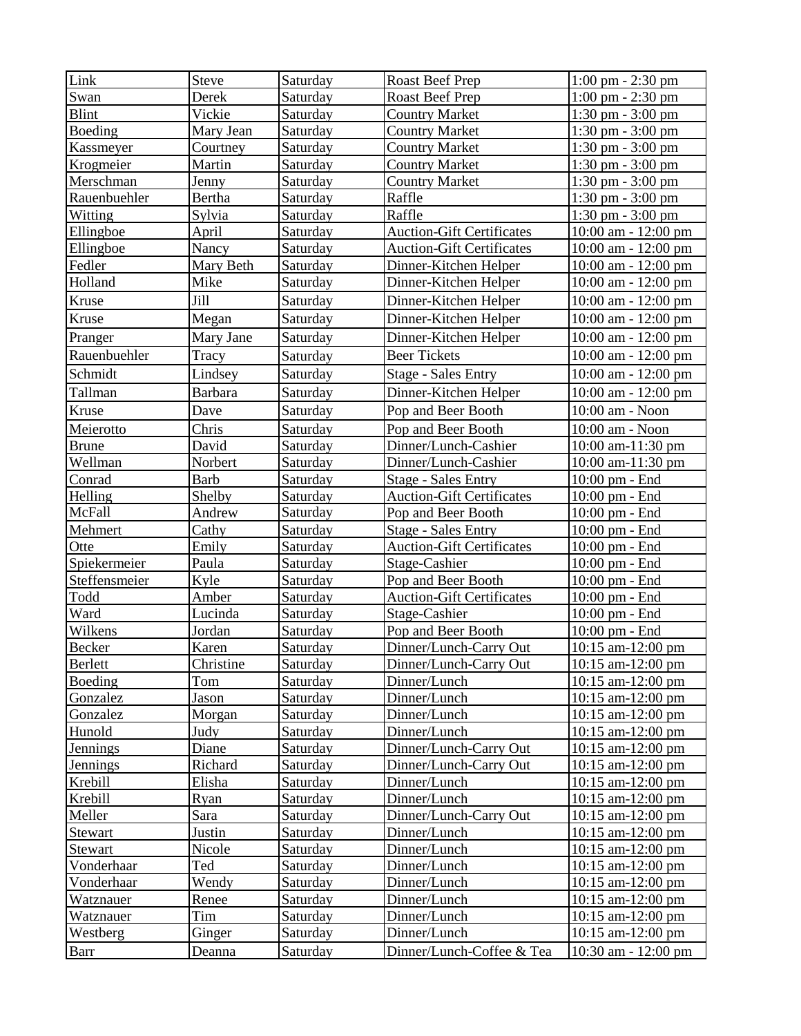| Link | Steve | Saturday | Roast Beef Prep | 1:00 pm - 2:30 pm |
|---|---|---|---|---|
| Swan | Derek | Saturday | Roast Beef Prep | 1:00 pm - 2:30 pm |
| Blint | Vickie | Saturday | Country Market | 1:30 pm - 3:00 pm |
| Boeding | Mary Jean | Saturday | Country Market | 1:30 pm - 3:00 pm |
| Kassmeyer | Courtney | Saturday | Country Market | 1:30 pm - 3:00 pm |
| Krogmeier | Martin | Saturday | Country Market | 1:30 pm - 3:00 pm |
| Merschman | Jenny | Saturday | Country Market | 1:30 pm - 3:00 pm |
| Rauenbuehler | Bertha | Saturday | Raffle | 1:30 pm - 3:00 pm |
| Witting | Sylvia | Saturday | Raffle | 1:30 pm - 3:00 pm |
| Ellingboe | April | Saturday | Auction-Gift Certificates | 10:00 am - 12:00 pm |
| Ellingboe | Nancy | Saturday | Auction-Gift Certificates | 10:00 am - 12:00 pm |
| Fedler | Mary Beth | Saturday | Dinner-Kitchen Helper | 10:00 am - 12:00 pm |
| Holland | Mike | Saturday | Dinner-Kitchen Helper | 10:00 am - 12:00 pm |
| Kruse | Jill | Saturday | Dinner-Kitchen Helper | 10:00 am - 12:00 pm |
| Kruse | Megan | Saturday | Dinner-Kitchen Helper | 10:00 am - 12:00 pm |
| Pranger | Mary Jane | Saturday | Dinner-Kitchen Helper | 10:00 am - 12:00 pm |
| Rauenbuehler | Tracy | Saturday | Beer Tickets | 10:00 am - 12:00 pm |
| Schmidt | Lindsey | Saturday | Stage - Sales Entry | 10:00 am - 12:00 pm |
| Tallman | Barbara | Saturday | Dinner-Kitchen Helper | 10:00 am - 12:00 pm |
| Kruse | Dave | Saturday | Pop and Beer Booth | 10:00 am - Noon |
| Meierotto | Chris | Saturday | Pop and Beer Booth | 10:00 am - Noon |
| Brune | David | Saturday | Dinner/Lunch-Cashier | 10:00 am-11:30 pm |
| Wellman | Norbert | Saturday | Dinner/Lunch-Cashier | 10:00 am-11:30 pm |
| Conrad | Barb | Saturday | Stage - Sales Entry | 10:00 pm - End |
| Helling | Shelby | Saturday | Auction-Gift Certificates | 10:00 pm - End |
| McFall | Andrew | Saturday | Pop and Beer Booth | 10:00 pm - End |
| Mehmert | Cathy | Saturday | Stage - Sales Entry | 10:00 pm - End |
| Otte | Emily | Saturday | Auction-Gift Certificates | 10:00 pm - End |
| Spiekermeier | Paula | Saturday | Stage-Cashier | 10:00 pm - End |
| Steffensmeier | Kyle | Saturday | Pop and Beer Booth | 10:00 pm - End |
| Todd | Amber | Saturday | Auction-Gift Certificates | 10:00 pm - End |
| Ward | Lucinda | Saturday | Stage-Cashier | 10:00 pm - End |
| Wilkens | Jordan | Saturday | Pop and Beer Booth | 10:00 pm - End |
| Becker | Karen | Saturday | Dinner/Lunch-Carry Out | 10:15 am-12:00 pm |
| Berlett | Christine | Saturday | Dinner/Lunch-Carry Out | 10:15 am-12:00 pm |
| Boeding | Tom | Saturday | Dinner/Lunch | 10:15 am-12:00 pm |
| Gonzalez | Jason | Saturday | Dinner/Lunch | 10:15 am-12:00 pm |
| Gonzalez | Morgan | Saturday | Dinner/Lunch | 10:15 am-12:00 pm |
| Hunold | Judy | Saturday | Dinner/Lunch | 10:15 am-12:00 pm |
| Jennings | Diane | Saturday | Dinner/Lunch-Carry Out | 10:15 am-12:00 pm |
| Jennings | Richard | Saturday | Dinner/Lunch-Carry Out | 10:15 am-12:00 pm |
| Krebill | Elisha | Saturday | Dinner/Lunch | 10:15 am-12:00 pm |
| Krebill | Ryan | Saturday | Dinner/Lunch | 10:15 am-12:00 pm |
| Meller | Sara | Saturday | Dinner/Lunch-Carry Out | 10:15 am-12:00 pm |
| Stewart | Justin | Saturday | Dinner/Lunch | 10:15 am-12:00 pm |
| Stewart | Nicole | Saturday | Dinner/Lunch | 10:15 am-12:00 pm |
| Vonderhaar | Ted | Saturday | Dinner/Lunch | 10:15 am-12:00 pm |
| Vonderhaar | Wendy | Saturday | Dinner/Lunch | 10:15 am-12:00 pm |
| Watznauer | Renee | Saturday | Dinner/Lunch | 10:15 am-12:00 pm |
| Watznauer | Tim | Saturday | Dinner/Lunch | 10:15 am-12:00 pm |
| Westberg | Ginger | Saturday | Dinner/Lunch | 10:15 am-12:00 pm |
| Barr | Deanna | Saturday | Dinner/Lunch-Coffee & Tea | 10:30 am - 12:00 pm |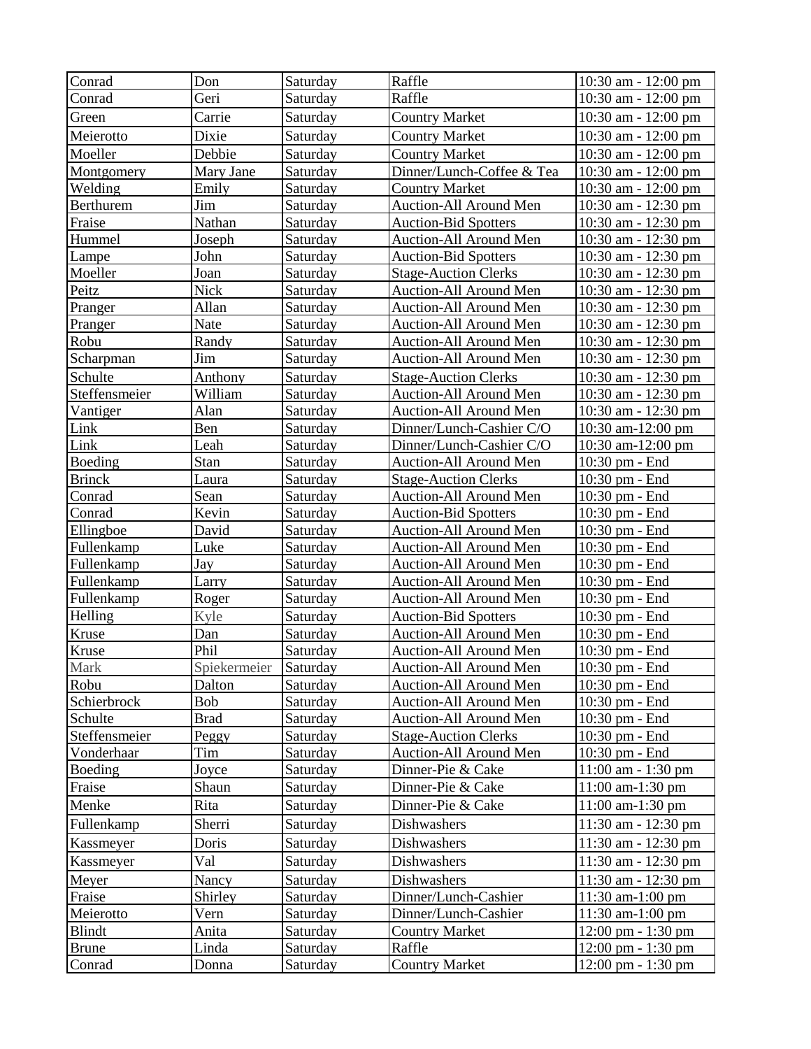| Conrad | Don | Saturday | Raffle | 10:30 am - 12:00 pm |
|---|---|---|---|---|
| Conrad | Geri | Saturday | Raffle | 10:30 am - 12:00 pm |
| Green | Carrie | Saturday | Country Market | 10:30 am - 12:00 pm |
| Meierotto | Dixie | Saturday | Country Market | 10:30 am - 12:00 pm |
| Moeller | Debbie | Saturday | Country Market | 10:30 am - 12:00 pm |
| Montgomery | Mary Jane | Saturday | Dinner/Lunch-Coffee & Tea | 10:30 am - 12:00 pm |
| Welding | Emily | Saturday | Country Market | 10:30 am - 12:00 pm |
| Berthurem | Jim | Saturday | Auction-All Around Men | 10:30 am - 12:30 pm |
| Fraise | Nathan | Saturday | Auction-Bid Spotters | 10:30 am - 12:30 pm |
| Hummel | Joseph | Saturday | Auction-All Around Men | 10:30 am - 12:30 pm |
| Lampe | John | Saturday | Auction-Bid Spotters | 10:30 am - 12:30 pm |
| Moeller | Joan | Saturday | Stage-Auction Clerks | 10:30 am - 12:30 pm |
| Peitz | Nick | Saturday | Auction-All Around Men | 10:30 am - 12:30 pm |
| Pranger | Allan | Saturday | Auction-All Around Men | 10:30 am - 12:30 pm |
| Pranger | Nate | Saturday | Auction-All Around Men | 10:30 am - 12:30 pm |
| Robu | Randy | Saturday | Auction-All Around Men | 10:30 am - 12:30 pm |
| Scharpman | Jim | Saturday | Auction-All Around Men | 10:30 am - 12:30 pm |
| Schulte | Anthony | Saturday | Stage-Auction Clerks | 10:30 am - 12:30 pm |
| Steffensmeier | William | Saturday | Auction-All Around Men | 10:30 am - 12:30 pm |
| Vantiger | Alan | Saturday | Auction-All Around Men | 10:30 am - 12:30 pm |
| Link | Ben | Saturday | Dinner/Lunch-Cashier C/O | 10:30 am-12:00 pm |
| Link | Leah | Saturday | Dinner/Lunch-Cashier C/O | 10:30 am-12:00 pm |
| Boeding | Stan | Saturday | Auction-All Around Men | 10:30 pm - End |
| Brinck | Laura | Saturday | Stage-Auction Clerks | 10:30 pm - End |
| Conrad | Sean | Saturday | Auction-All Around Men | 10:30 pm - End |
| Conrad | Kevin | Saturday | Auction-Bid Spotters | 10:30 pm - End |
| Ellingboe | David | Saturday | Auction-All Around Men | 10:30 pm - End |
| Fullenkamp | Luke | Saturday | Auction-All Around Men | 10:30 pm - End |
| Fullenkamp | Jay | Saturday | Auction-All Around Men | 10:30 pm - End |
| Fullenkamp | Larry | Saturday | Auction-All Around Men | 10:30 pm - End |
| Fullenkamp | Roger | Saturday | Auction-All Around Men | 10:30 pm - End |
| Helling | Kyle | Saturday | Auction-Bid Spotters | 10:30 pm - End |
| Kruse | Dan | Saturday | Auction-All Around Men | 10:30 pm - End |
| Kruse | Phil | Saturday | Auction-All Around Men | 10:30 pm - End |
| Mark | Spiekermeier | Saturday | Auction-All Around Men | 10:30 pm - End |
| Robu | Dalton | Saturday | Auction-All Around Men | 10:30 pm - End |
| Schierbrock | Bob | Saturday | Auction-All Around Men | 10:30 pm - End |
| Schulte | Brad | Saturday | Auction-All Around Men | 10:30 pm - End |
| Steffensmeier | Peggy | Saturday | Stage-Auction Clerks | 10:30 pm - End |
| Vonderhaar | Tim | Saturday | Auction-All Around Men | 10:30 pm - End |
| Boeding | Joyce | Saturday | Dinner-Pie & Cake | 11:00 am - 1:30 pm |
| Fraise | Shaun | Saturday | Dinner-Pie & Cake | 11:00 am-1:30 pm |
| Menke | Rita | Saturday | Dinner-Pie & Cake | 11:00 am-1:30 pm |
| Fullenkamp | Sherri | Saturday | Dishwashers | 11:30 am - 12:30 pm |
| Kassmeyer | Doris | Saturday | Dishwashers | 11:30 am - 12:30 pm |
| Kassmeyer | Val | Saturday | Dishwashers | 11:30 am - 12:30 pm |
| Meyer | Nancy | Saturday | Dishwashers | 11:30 am - 12:30 pm |
| Fraise | Shirley | Saturday | Dinner/Lunch-Cashier | 11:30 am-1:00 pm |
| Meierotto | Vern | Saturday | Dinner/Lunch-Cashier | 11:30 am-1:00 pm |
| Blindt | Anita | Saturday | Country Market | 12:00 pm - 1:30 pm |
| Brune | Linda | Saturday | Raffle | 12:00 pm - 1:30 pm |
| Conrad | Donna | Saturday | Country Market | 12:00 pm - 1:30 pm |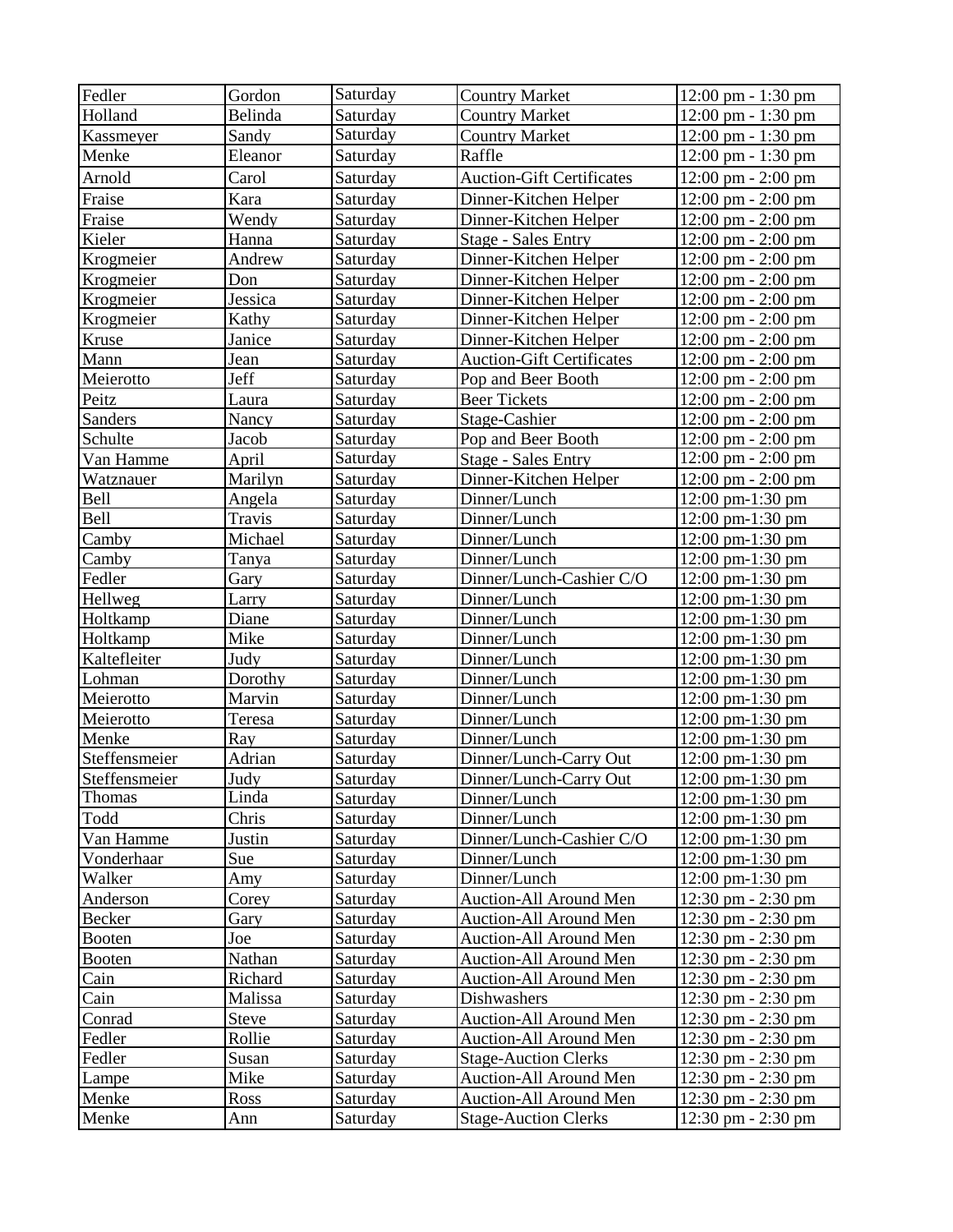| Fedler | Gordon | Saturday | Country Market | 12:00 pm - 1:30 pm |
|---|---|---|---|---|
| Holland | Belinda | Saturday | Country Market | 12:00 pm - 1:30 pm |
| Kassmeyer | Sandy | Saturday | Country Market | 12:00 pm - 1:30 pm |
| Menke | Eleanor | Saturday | Raffle | 12:00 pm - 1:30 pm |
| Arnold | Carol | Saturday | Auction-Gift Certificates | 12:00 pm - 2:00 pm |
| Fraise | Kara | Saturday | Dinner-Kitchen Helper | 12:00 pm - 2:00 pm |
| Fraise | Wendy | Saturday | Dinner-Kitchen Helper | 12:00 pm - 2:00 pm |
| Kieler | Hanna | Saturday | Stage - Sales Entry | 12:00 pm - 2:00 pm |
| Krogmeier | Andrew | Saturday | Dinner-Kitchen Helper | 12:00 pm - 2:00 pm |
| Krogmeier | Don | Saturday | Dinner-Kitchen Helper | 12:00 pm - 2:00 pm |
| Krogmeier | Jessica | Saturday | Dinner-Kitchen Helper | 12:00 pm - 2:00 pm |
| Krogmeier | Kathy | Saturday | Dinner-Kitchen Helper | 12:00 pm - 2:00 pm |
| Kruse | Janice | Saturday | Dinner-Kitchen Helper | 12:00 pm - 2:00 pm |
| Mann | Jean | Saturday | Auction-Gift Certificates | 12:00 pm - 2:00 pm |
| Meierotto | Jeff | Saturday | Pop and Beer Booth | 12:00 pm - 2:00 pm |
| Peitz | Laura | Saturday | Beer Tickets | 12:00 pm - 2:00 pm |
| Sanders | Nancy | Saturday | Stage-Cashier | 12:00 pm - 2:00 pm |
| Schulte | Jacob | Saturday | Pop and Beer Booth | 12:00 pm - 2:00 pm |
| Van Hamme | April | Saturday | Stage - Sales Entry | 12:00 pm - 2:00 pm |
| Watznauer | Marilyn | Saturday | Dinner-Kitchen Helper | 12:00 pm - 2:00 pm |
| Bell | Angela | Saturday | Dinner/Lunch | 12:00 pm-1:30 pm |
| Bell | Travis | Saturday | Dinner/Lunch | 12:00 pm-1:30 pm |
| Camby | Michael | Saturday | Dinner/Lunch | 12:00 pm-1:30 pm |
| Camby | Tanya | Saturday | Dinner/Lunch | 12:00 pm-1:30 pm |
| Fedler | Gary | Saturday | Dinner/Lunch-Cashier C/O | 12:00 pm-1:30 pm |
| Hellweg | Larry | Saturday | Dinner/Lunch | 12:00 pm-1:30 pm |
| Holtkamp | Diane | Saturday | Dinner/Lunch | 12:00 pm-1:30 pm |
| Holtkamp | Mike | Saturday | Dinner/Lunch | 12:00 pm-1:30 pm |
| Kaltefleiter | Judy | Saturday | Dinner/Lunch | 12:00 pm-1:30 pm |
| Lohman | Dorothy | Saturday | Dinner/Lunch | 12:00 pm-1:30 pm |
| Meierotto | Marvin | Saturday | Dinner/Lunch | 12:00 pm-1:30 pm |
| Meierotto | Teresa | Saturday | Dinner/Lunch | 12:00 pm-1:30 pm |
| Menke | Ray | Saturday | Dinner/Lunch | 12:00 pm-1:30 pm |
| Steffensmeier | Adrian | Saturday | Dinner/Lunch-Carry Out | 12:00 pm-1:30 pm |
| Steffensmeier | Judy | Saturday | Dinner/Lunch-Carry Out | 12:00 pm-1:30 pm |
| Thomas | Linda | Saturday | Dinner/Lunch | 12:00 pm-1:30 pm |
| Todd | Chris | Saturday | Dinner/Lunch | 12:00 pm-1:30 pm |
| Van Hamme | Justin | Saturday | Dinner/Lunch-Cashier C/O | 12:00 pm-1:30 pm |
| Vonderhaar | Sue | Saturday | Dinner/Lunch | 12:00 pm-1:30 pm |
| Walker | Amy | Saturday | Dinner/Lunch | 12:00 pm-1:30 pm |
| Anderson | Corey | Saturday | Auction-All Around Men | 12:30 pm - 2:30 pm |
| Becker | Gary | Saturday | Auction-All Around Men | 12:30 pm - 2:30 pm |
| Booten | Joe | Saturday | Auction-All Around Men | 12:30 pm - 2:30 pm |
| Booten | Nathan | Saturday | Auction-All Around Men | 12:30 pm - 2:30 pm |
| Cain | Richard | Saturday | Auction-All Around Men | 12:30 pm - 2:30 pm |
| Cain | Malissa | Saturday | Dishwashers | 12:30 pm - 2:30 pm |
| Conrad | Steve | Saturday | Auction-All Around Men | 12:30 pm - 2:30 pm |
| Fedler | Rollie | Saturday | Auction-All Around Men | 12:30 pm - 2:30 pm |
| Fedler | Susan | Saturday | Stage-Auction Clerks | 12:30 pm - 2:30 pm |
| Lampe | Mike | Saturday | Auction-All Around Men | 12:30 pm - 2:30 pm |
| Menke | Ross | Saturday | Auction-All Around Men | 12:30 pm - 2:30 pm |
| Menke | Ann | Saturday | Stage-Auction Clerks | 12:30 pm - 2:30 pm |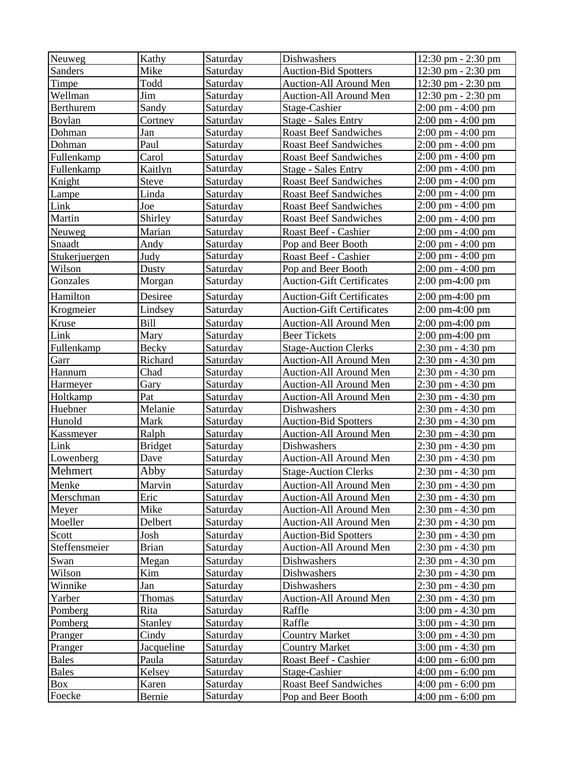| Neuweg | Kathy | Saturday | Dishwashers | 12:30 pm - 2:30 pm |
|---|---|---|---|---|
| Sanders | Mike | Saturday | Auction-Bid Spotters | 12:30 pm - 2:30 pm |
| Timpe | Todd | Saturday | Auction-All Around Men | 12:30 pm - 2:30 pm |
| Wellman | Jim | Saturday | Auction-All Around Men | 12:30 pm - 2:30 pm |
| Berthurem | Sandy | Saturday | Stage-Cashier | 2:00 pm - 4:00 pm |
| Boylan | Cortney | Saturday | Stage - Sales Entry | 2:00 pm - 4:00 pm |
| Dohman | Jan | Saturday | Roast Beef Sandwiches | 2:00 pm - 4:00 pm |
| Dohman | Paul | Saturday | Roast Beef Sandwiches | 2:00 pm - 4:00 pm |
| Fullenkamp | Carol | Saturday | Roast Beef Sandwiches | 2:00 pm - 4:00 pm |
| Fullenkamp | Kaitlyn | Saturday | Stage - Sales Entry | 2:00 pm - 4:00 pm |
| Knight | Steve | Saturday | Roast Beef Sandwiches | 2:00 pm - 4:00 pm |
| Lampe | Linda | Saturday | Roast Beef Sandwiches | 2:00 pm - 4:00 pm |
| Link | Joe | Saturday | Roast Beef Sandwiches | 2:00 pm - 4:00 pm |
| Martin | Shirley | Saturday | Roast Beef Sandwiches | 2:00 pm - 4:00 pm |
| Neuweg | Marian | Saturday | Roast Beef - Cashier | 2:00 pm - 4:00 pm |
| Snaadt | Andy | Saturday | Pop and Beer Booth | 2:00 pm - 4:00 pm |
| Stukerjuergen | Judy | Saturday | Roast Beef - Cashier | 2:00 pm - 4:00 pm |
| Wilson | Dusty | Saturday | Pop and Beer Booth | 2:00 pm - 4:00 pm |
| Gonzales | Morgan | Saturday | Auction-Gift Certificates | 2:00 pm-4:00 pm |
| Hamilton | Desiree | Saturday | Auction-Gift Certificates | 2:00 pm-4:00 pm |
| Krogmeier | Lindsey | Saturday | Auction-Gift Certificates | 2:00 pm-4:00 pm |
| Kruse | Bill | Saturday | Auction-All Around Men | 2:00 pm-4:00 pm |
| Link | Mary | Saturday | Beer Tickets | 2:00 pm-4:00 pm |
| Fullenkamp | Becky | Saturday | Stage-Auction Clerks | 2:30 pm - 4:30 pm |
| Garr | Richard | Saturday | Auction-All Around Men | 2:30 pm - 4:30 pm |
| Hannum | Chad | Saturday | Auction-All Around Men | 2:30 pm - 4:30 pm |
| Harmeyer | Gary | Saturday | Auction-All Around Men | 2:30 pm - 4:30 pm |
| Holtkamp | Pat | Saturday | Auction-All Around Men | 2:30 pm - 4:30 pm |
| Huebner | Melanie | Saturday | Dishwashers | 2:30 pm - 4:30 pm |
| Hunold | Mark | Saturday | Auction-Bid Spotters | 2:30 pm - 4:30 pm |
| Kassmeyer | Ralph | Saturday | Auction-All Around Men | 2:30 pm - 4:30 pm |
| Link | Bridget | Saturday | Dishwashers | 2:30 pm - 4:30 pm |
| Lowenberg | Dave | Saturday | Auction-All Around Men | 2:30 pm - 4:30 pm |
| Mehmert | Abby | Saturday | Stage-Auction Clerks | 2:30 pm - 4:30 pm |
| Menke | Marvin | Saturday | Auction-All Around Men | 2:30 pm - 4:30 pm |
| Merschman | Eric | Saturday | Auction-All Around Men | 2:30 pm - 4:30 pm |
| Meyer | Mike | Saturday | Auction-All Around Men | 2:30 pm - 4:30 pm |
| Moeller | Delbert | Saturday | Auction-All Around Men | 2:30 pm - 4:30 pm |
| Scott | Josh | Saturday | Auction-Bid Spotters | 2:30 pm - 4:30 pm |
| Steffensmeier | Brian | Saturday | Auction-All Around Men | 2:30 pm - 4:30 pm |
| Swan | Megan | Saturday | Dishwashers | 2:30 pm - 4:30 pm |
| Wilson | Kim | Saturday | Dishwashers | 2:30 pm - 4:30 pm |
| Winnike | Jan | Saturday | Dishwashers | 2:30 pm - 4:30 pm |
| Yarber | Thomas | Saturday | Auction-All Around Men | 2:30 pm - 4:30 pm |
| Pomberg | Rita | Saturday | Raffle | 3:00 pm - 4:30 pm |
| Pomberg | Stanley | Saturday | Raffle | 3:00 pm - 4:30 pm |
| Pranger | Cindy | Saturday | Country Market | 3:00 pm - 4:30 pm |
| Pranger | Jacqueline | Saturday | Country Market | 3:00 pm - 4:30 pm |
| Bales | Paula | Saturday | Roast Beef - Cashier | 4:00 pm - 6:00 pm |
| Bales | Kelsey | Saturday | Stage-Cashier | 4:00 pm - 6:00 pm |
| Box | Karen | Saturday | Roast Beef Sandwiches | 4:00 pm - 6:00 pm |
| Foecke | Bernie | Saturday | Pop and Beer Booth | 4:00 pm - 6:00 pm |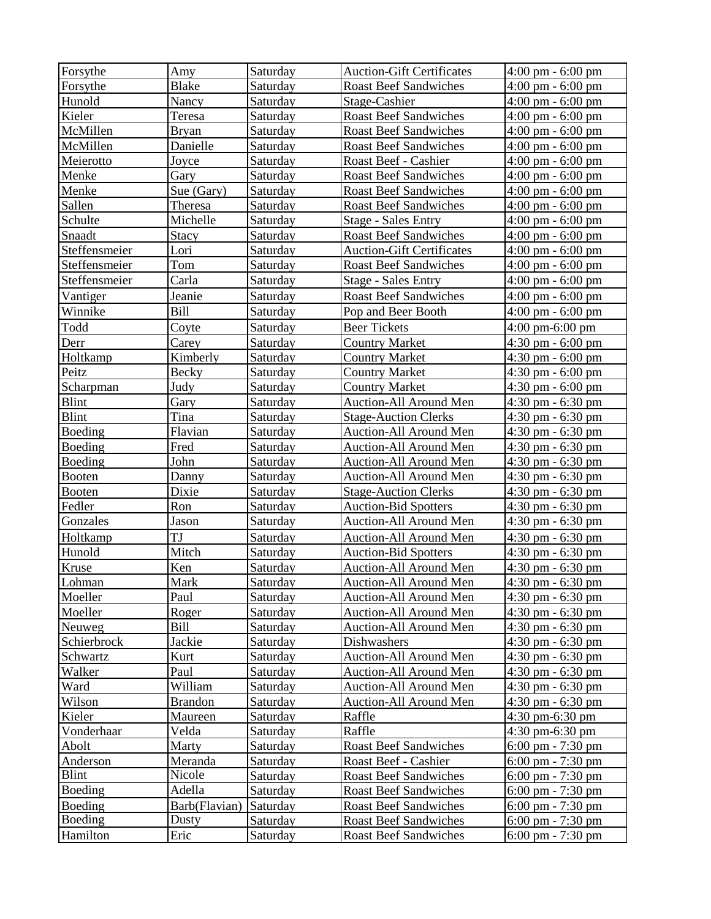| Forsythe | Amy | Saturday | Auction-Gift Certificates | 4:00 pm - 6:00 pm |
|---|---|---|---|---|
| Forsythe | Blake | Saturday | Roast Beef Sandwiches | 4:00 pm - 6:00 pm |
| Hunold | Nancy | Saturday | Stage-Cashier | 4:00 pm - 6:00 pm |
| Kieler | Teresa | Saturday | Roast Beef Sandwiches | 4:00 pm - 6:00 pm |
| McMillen | Bryan | Saturday | Roast Beef Sandwiches | 4:00 pm - 6:00 pm |
| McMillen | Danielle | Saturday | Roast Beef Sandwiches | 4:00 pm - 6:00 pm |
| Meierotto | Joyce | Saturday | Roast Beef - Cashier | 4:00 pm - 6:00 pm |
| Menke | Gary | Saturday | Roast Beef Sandwiches | 4:00 pm - 6:00 pm |
| Menke | Sue (Gary) | Saturday | Roast Beef Sandwiches | 4:00 pm - 6:00 pm |
| Sallen | Theresa | Saturday | Roast Beef Sandwiches | 4:00 pm - 6:00 pm |
| Schulte | Michelle | Saturday | Stage - Sales Entry | 4:00 pm - 6:00 pm |
| Snaadt | Stacy | Saturday | Roast Beef Sandwiches | 4:00 pm - 6:00 pm |
| Steffensmeier | Lori | Saturday | Auction-Gift Certificates | 4:00 pm - 6:00 pm |
| Steffensmeier | Tom | Saturday | Roast Beef Sandwiches | 4:00 pm - 6:00 pm |
| Steffensmeier | Carla | Saturday | Stage - Sales Entry | 4:00 pm - 6:00 pm |
| Vantiger | Jeanie | Saturday | Roast Beef Sandwiches | 4:00 pm - 6:00 pm |
| Winnike | Bill | Saturday | Pop and Beer Booth | 4:00 pm - 6:00 pm |
| Todd | Coyte | Saturday | Beer Tickets | 4:00 pm-6:00 pm |
| Derr | Carey | Saturday | Country Market | 4:30 pm - 6:00 pm |
| Holtkamp | Kimberly | Saturday | Country Market | 4:30 pm - 6:00 pm |
| Peitz | Becky | Saturday | Country Market | 4:30 pm - 6:00 pm |
| Scharpman | Judy | Saturday | Country Market | 4:30 pm - 6:00 pm |
| Blint | Gary | Saturday | Auction-All Around Men | 4:30 pm - 6:30 pm |
| Blint | Tina | Saturday | Stage-Auction Clerks | 4:30 pm - 6:30 pm |
| Boeding | Flavian | Saturday | Auction-All Around Men | 4:30 pm - 6:30 pm |
| Boeding | Fred | Saturday | Auction-All Around Men | 4:30 pm - 6:30 pm |
| Boeding | John | Saturday | Auction-All Around Men | 4:30 pm - 6:30 pm |
| Booten | Danny | Saturday | Auction-All Around Men | 4:30 pm - 6:30 pm |
| Booten | Dixie | Saturday | Stage-Auction Clerks | 4:30 pm - 6:30 pm |
| Fedler | Ron | Saturday | Auction-Bid Spotters | 4:30 pm - 6:30 pm |
| Gonzales | Jason | Saturday | Auction-All Around Men | 4:30 pm - 6:30 pm |
| Holtkamp | TJ | Saturday | Auction-All Around Men | 4:30 pm - 6:30 pm |
| Hunold | Mitch | Saturday | Auction-Bid Spotters | 4:30 pm - 6:30 pm |
| Kruse | Ken | Saturday | Auction-All Around Men | 4:30 pm - 6:30 pm |
| Lohman | Mark | Saturday | Auction-All Around Men | 4:30 pm - 6:30 pm |
| Moeller | Paul | Saturday | Auction-All Around Men | 4:30 pm - 6:30 pm |
| Moeller | Roger | Saturday | Auction-All Around Men | 4:30 pm - 6:30 pm |
| Neuweg | Bill | Saturday | Auction-All Around Men | 4:30 pm - 6:30 pm |
| Schierbrock | Jackie | Saturday | Dishwashers | 4:30 pm - 6:30 pm |
| Schwartz | Kurt | Saturday | Auction-All Around Men | 4:30 pm - 6:30 pm |
| Walker | Paul | Saturday | Auction-All Around Men | 4:30 pm - 6:30 pm |
| Ward | William | Saturday | Auction-All Around Men | 4:30 pm - 6:30 pm |
| Wilson | Brandon | Saturday | Auction-All Around Men | 4:30 pm - 6:30 pm |
| Kieler | Maureen | Saturday | Raffle | 4:30 pm-6:30 pm |
| Vonderhaar | Velda | Saturday | Raffle | 4:30 pm-6:30 pm |
| Abolt | Marty | Saturday | Roast Beef Sandwiches | 6:00 pm - 7:30 pm |
| Anderson | Meranda | Saturday | Roast Beef - Cashier | 6:00 pm - 7:30 pm |
| Blint | Nicole | Saturday | Roast Beef Sandwiches | 6:00 pm - 7:30 pm |
| Boeding | Adella | Saturday | Roast Beef Sandwiches | 6:00 pm - 7:30 pm |
| Boeding | Barb(Flavian) | Saturday | Roast Beef Sandwiches | 6:00 pm - 7:30 pm |
| Boeding | Dusty | Saturday | Roast Beef Sandwiches | 6:00 pm - 7:30 pm |
| Hamilton | Eric | Saturday | Roast Beef Sandwiches | 6:00 pm - 7:30 pm |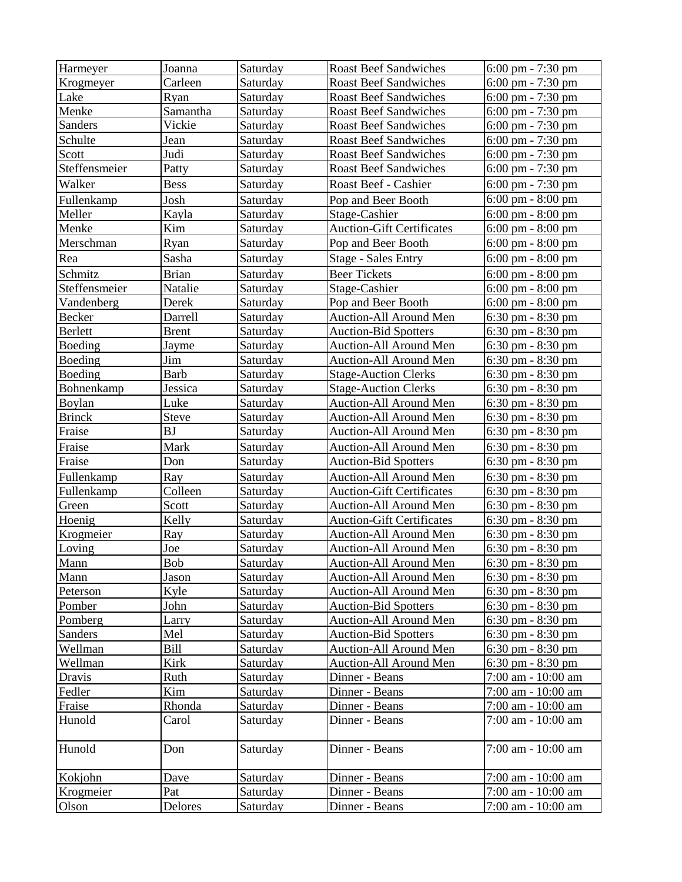| Harmeyer | Joanna | Saturday | Roast Beef Sandwiches | 6:00 pm - 7:30 pm |
|---|---|---|---|---|
| Krogmeyer | Carleen | Saturday | Roast Beef Sandwiches | 6:00 pm - 7:30 pm |
| Lake | Ryan | Saturday | Roast Beef Sandwiches | 6:00 pm - 7:30 pm |
| Menke | Samantha | Saturday | Roast Beef Sandwiches | 6:00 pm - 7:30 pm |
| Sanders | Vickie | Saturday | Roast Beef Sandwiches | 6:00 pm - 7:30 pm |
| Schulte | Jean | Saturday | Roast Beef Sandwiches | 6:00 pm - 7:30 pm |
| Scott | Judi | Saturday | Roast Beef Sandwiches | 6:00 pm - 7:30 pm |
| Steffensmeier | Patty | Saturday | Roast Beef Sandwiches | 6:00 pm - 7:30 pm |
| Walker | Bess | Saturday | Roast Beef - Cashier | 6:00 pm - 7:30 pm |
| Fullenkamp | Josh | Saturday | Pop and Beer Booth | 6:00 pm - 8:00 pm |
| Meller | Kayla | Saturday | Stage-Cashier | 6:00 pm - 8:00 pm |
| Menke | Kim | Saturday | Auction-Gift Certificates | 6:00 pm - 8:00 pm |
| Merschman | Ryan | Saturday | Pop and Beer Booth | 6:00 pm - 8:00 pm |
| Rea | Sasha | Saturday | Stage - Sales Entry | 6:00 pm - 8:00 pm |
| Schmitz | Brian | Saturday | Beer Tickets | 6:00 pm - 8:00 pm |
| Steffensmeier | Natalie | Saturday | Stage-Cashier | 6:00 pm - 8:00 pm |
| Vandenberg | Derek | Saturday | Pop and Beer Booth | 6:00 pm - 8:00 pm |
| Becker | Darrell | Saturday | Auction-All Around Men | 6:30 pm - 8:30 pm |
| Berlett | Brent | Saturday | Auction-Bid Spotters | 6:30 pm - 8:30 pm |
| Boeding | Jayme | Saturday | Auction-All Around Men | 6:30 pm - 8:30 pm |
| Boeding | Jim | Saturday | Auction-All Around Men | 6:30 pm - 8:30 pm |
| Boeding | Barb | Saturday | Stage-Auction Clerks | 6:30 pm - 8:30 pm |
| Bohnenkamp | Jessica | Saturday | Stage-Auction Clerks | 6:30 pm - 8:30 pm |
| Boylan | Luke | Saturday | Auction-All Around Men | 6:30 pm - 8:30 pm |
| Brinck | Steve | Saturday | Auction-All Around Men | 6:30 pm - 8:30 pm |
| Fraise | BJ | Saturday | Auction-All Around Men | 6:30 pm - 8:30 pm |
| Fraise | Mark | Saturday | Auction-All Around Men | 6:30 pm - 8:30 pm |
| Fraise | Don | Saturday | Auction-Bid Spotters | 6:30 pm - 8:30 pm |
| Fullenkamp | Ray | Saturday | Auction-All Around Men | 6:30 pm - 8:30 pm |
| Fullenkamp | Colleen | Saturday | Auction-Gift Certificates | 6:30 pm - 8:30 pm |
| Green | Scott | Saturday | Auction-All Around Men | 6:30 pm - 8:30 pm |
| Hoenig | Kelly | Saturday | Auction-Gift Certificates | 6:30 pm - 8:30 pm |
| Krogmeier | Ray | Saturday | Auction-All Around Men | 6:30 pm - 8:30 pm |
| Loving | Joe | Saturday | Auction-All Around Men | 6:30 pm - 8:30 pm |
| Mann | Bob | Saturday | Auction-All Around Men | 6:30 pm - 8:30 pm |
| Mann | Jason | Saturday | Auction-All Around Men | 6:30 pm - 8:30 pm |
| Peterson | Kyle | Saturday | Auction-All Around Men | 6:30 pm - 8:30 pm |
| Pomber | John | Saturday | Auction-Bid Spotters | 6:30 pm - 8:30 pm |
| Pomberg | Larry | Saturday | Auction-All Around Men | 6:30 pm - 8:30 pm |
| Sanders | Mel | Saturday | Auction-Bid Spotters | 6:30 pm - 8:30 pm |
| Wellman | Bill | Saturday | Auction-All Around Men | 6:30 pm - 8:30 pm |
| Wellman | Kirk | Saturday | Auction-All Around Men | 6:30 pm - 8:30 pm |
| Dravis | Ruth | Saturday | Dinner - Beans | 7:00 am - 10:00 am |
| Fedler | Kim | Saturday | Dinner - Beans | 7:00 am - 10:00 am |
| Fraise | Rhonda | Saturday | Dinner - Beans | 7:00 am - 10:00 am |
| Hunold | Carol | Saturday | Dinner - Beans | 7:00 am - 10:00 am |
| Hunold | Don | Saturday | Dinner - Beans | 7:00 am - 10:00 am |
| Kokjohn | Dave | Saturday | Dinner - Beans | 7:00 am - 10:00 am |
| Krogmeier | Pat | Saturday | Dinner - Beans | 7:00 am - 10:00 am |
| Olson | Delores | Saturday | Dinner - Beans | 7:00 am - 10:00 am |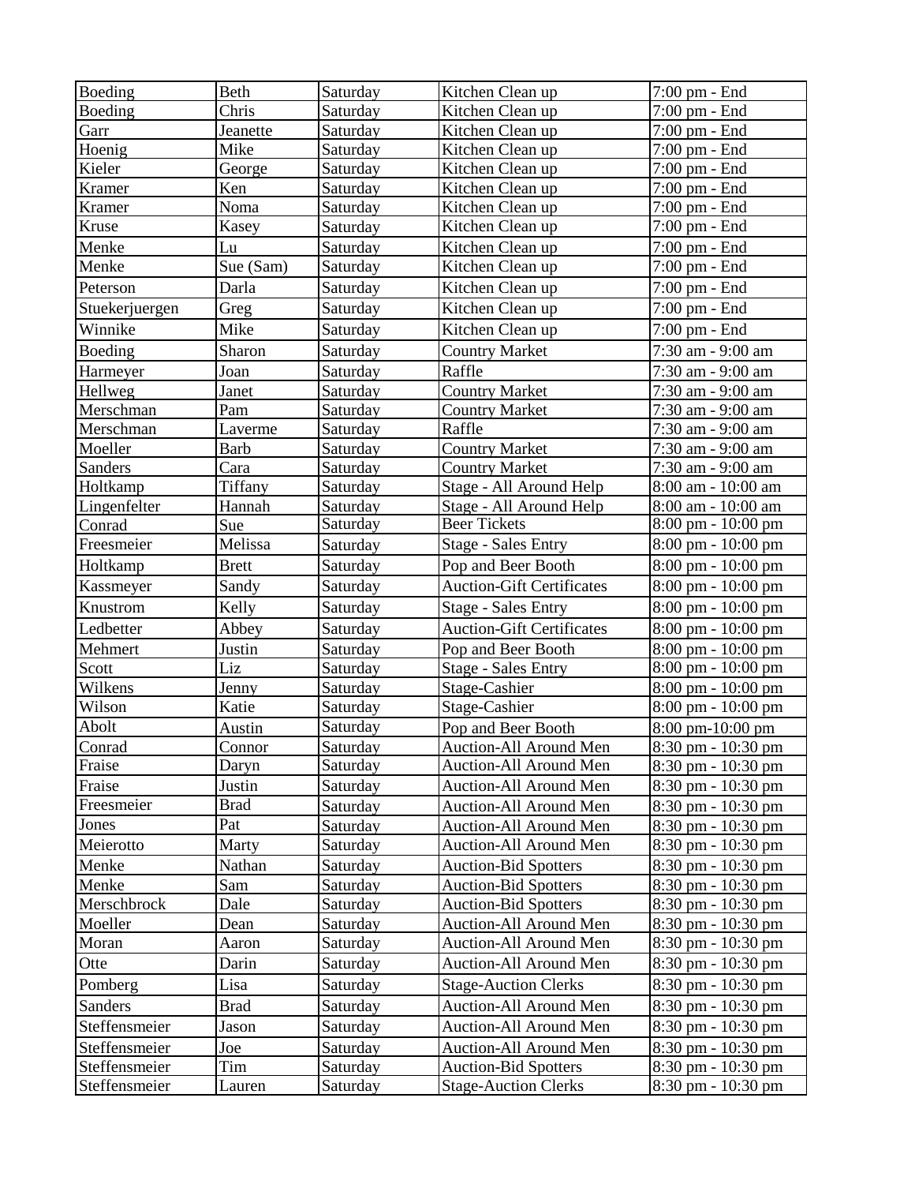| Boeding | Beth | Saturday | Kitchen Clean up | 7:00 pm - End |
|---|---|---|---|---|
| Boeding | Chris | Saturday | Kitchen Clean up | 7:00 pm - End |
| Garr | Jeanette | Saturday | Kitchen Clean up | 7:00 pm - End |
| Hoenig | Mike | Saturday | Kitchen Clean up | 7:00 pm - End |
| Kieler | George | Saturday | Kitchen Clean up | 7:00 pm - End |
| Kramer | Ken | Saturday | Kitchen Clean up | 7:00 pm - End |
| Kramer | Noma | Saturday | Kitchen Clean up | 7:00 pm - End |
| Kruse | Kasey | Saturday | Kitchen Clean up | 7:00 pm - End |
| Menke | Lu | Saturday | Kitchen Clean up | 7:00 pm - End |
| Menke | Sue (Sam) | Saturday | Kitchen Clean up | 7:00 pm - End |
| Peterson | Darla | Saturday | Kitchen Clean up | 7:00 pm - End |
| Stuekerjuergen | Greg | Saturday | Kitchen Clean up | 7:00 pm - End |
| Winnike | Mike | Saturday | Kitchen Clean up | 7:00 pm - End |
| Boeding | Sharon | Saturday | Country Market | 7:30 am - 9:00 am |
| Harmeyer | Joan | Saturday | Raffle | 7:30 am - 9:00 am |
| Hellweg | Janet | Saturday | Country Market | 7:30 am - 9:00 am |
| Merschman | Pam | Saturday | Country Market | 7:30 am - 9:00 am |
| Merschman | Laverme | Saturday | Raffle | 7:30 am - 9:00 am |
| Moeller | Barb | Saturday | Country Market | 7:30 am - 9:00 am |
| Sanders | Cara | Saturday | Country Market | 7:30 am - 9:00 am |
| Holtkamp | Tiffany | Saturday | Stage - All Around Help | 8:00 am - 10:00 am |
| Lingenfelter | Hannah | Saturday | Stage - All Around Help | 8:00 am - 10:00 am |
| Conrad | Sue | Saturday | Beer Tickets | 8:00 pm - 10:00 pm |
| Freesmeier | Melissa | Saturday | Stage - Sales Entry | 8:00 pm - 10:00 pm |
| Holtkamp | Brett | Saturday | Pop and Beer Booth | 8:00 pm - 10:00 pm |
| Kassmeyer | Sandy | Saturday | Auction-Gift Certificates | 8:00 pm - 10:00 pm |
| Knustrom | Kelly | Saturday | Stage - Sales Entry | 8:00 pm - 10:00 pm |
| Ledbetter | Abbey | Saturday | Auction-Gift Certificates | 8:00 pm - 10:00 pm |
| Mehmert | Justin | Saturday | Pop and Beer Booth | 8:00 pm - 10:00 pm |
| Scott | Liz | Saturday | Stage - Sales Entry | 8:00 pm - 10:00 pm |
| Wilkens | Jenny | Saturday | Stage-Cashier | 8:00 pm - 10:00 pm |
| Wilson | Katie | Saturday | Stage-Cashier | 8:00 pm - 10:00 pm |
| Abolt | Austin | Saturday | Pop and Beer Booth | 8:00 pm-10:00 pm |
| Conrad | Connor | Saturday | Auction-All Around Men | 8:30 pm - 10:30 pm |
| Fraise | Daryn | Saturday | Auction-All Around Men | 8:30 pm - 10:30 pm |
| Fraise | Justin | Saturday | Auction-All Around Men | 8:30 pm - 10:30 pm |
| Freesmeier | Brad | Saturday | Auction-All Around Men | 8:30 pm - 10:30 pm |
| Jones | Pat | Saturday | Auction-All Around Men | 8:30 pm - 10:30 pm |
| Meierotto | Marty | Saturday | Auction-All Around Men | 8:30 pm - 10:30 pm |
| Menke | Nathan | Saturday | Auction-Bid Spotters | 8:30 pm - 10:30 pm |
| Menke | Sam | Saturday | Auction-Bid Spotters | 8:30 pm - 10:30 pm |
| Merschbrock | Dale | Saturday | Auction-Bid Spotters | 8:30 pm - 10:30 pm |
| Moeller | Dean | Saturday | Auction-All Around Men | 8:30 pm - 10:30 pm |
| Moran | Aaron | Saturday | Auction-All Around Men | 8:30 pm - 10:30 pm |
| Otte | Darin | Saturday | Auction-All Around Men | 8:30 pm - 10:30 pm |
| Pomberg | Lisa | Saturday | Stage-Auction Clerks | 8:30 pm - 10:30 pm |
| Sanders | Brad | Saturday | Auction-All Around Men | 8:30 pm - 10:30 pm |
| Steffensmeier | Jason | Saturday | Auction-All Around Men | 8:30 pm - 10:30 pm |
| Steffensmeier | Joe | Saturday | Auction-All Around Men | 8:30 pm - 10:30 pm |
| Steffensmeier | Tim | Saturday | Auction-Bid Spotters | 8:30 pm - 10:30 pm |
| Steffensmeier | Lauren | Saturday | Stage-Auction Clerks | 8:30 pm - 10:30 pm |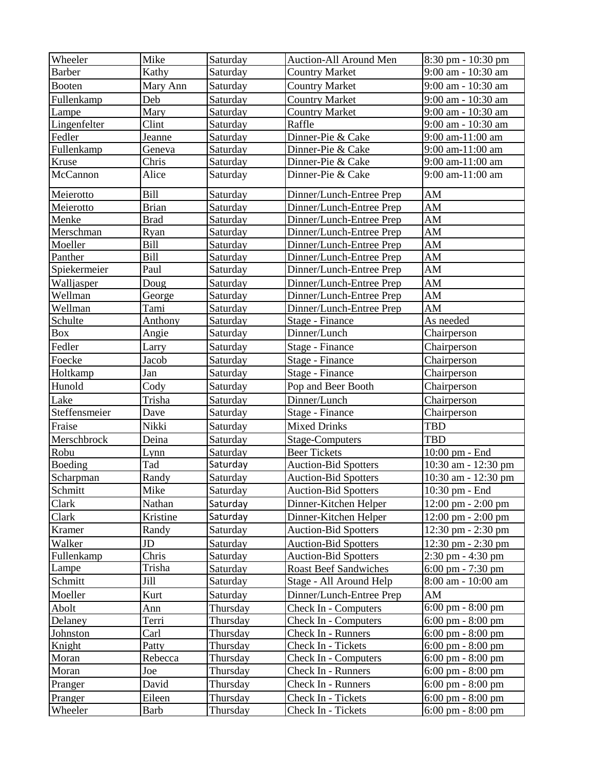| Wheeler | Mike | Saturday | Auction-All Around Men | 8:30 pm - 10:30 pm |
|---|---|---|---|---|
| Barber | Kathy | Saturday | Country Market | 9:00 am - 10:30 am |
| Booten | Mary Ann | Saturday | Country Market | 9:00 am - 10:30 am |
| Fullenkamp | Deb | Saturday | Country Market | 9:00 am - 10:30 am |
| Lampe | Mary | Saturday | Country Market | 9:00 am - 10:30 am |
| Lingenfelter | Clint | Saturday | Raffle | 9:00 am - 10:30 am |
| Fedler | Jeanne | Saturday | Dinner-Pie & Cake | 9:00 am-11:00 am |
| Fullenkamp | Geneva | Saturday | Dinner-Pie & Cake | 9:00 am-11:00 am |
| Kruse | Chris | Saturday | Dinner-Pie & Cake | 9:00 am-11:00 am |
| McCannon | Alice | Saturday | Dinner-Pie & Cake | 9:00 am-11:00 am |
| Meierotto | Bill | Saturday | Dinner/Lunch-Entree Prep | AM |
| Meierotto | Brian | Saturday | Dinner/Lunch-Entree Prep | AM |
| Menke | Brad | Saturday | Dinner/Lunch-Entree Prep | AM |
| Merschman | Ryan | Saturday | Dinner/Lunch-Entree Prep | AM |
| Moeller | Bill | Saturday | Dinner/Lunch-Entree Prep | AM |
| Panther | Bill | Saturday | Dinner/Lunch-Entree Prep | AM |
| Spiekermeier | Paul | Saturday | Dinner/Lunch-Entree Prep | AM |
| Walljasper | Doug | Saturday | Dinner/Lunch-Entree Prep | AM |
| Wellman | George | Saturday | Dinner/Lunch-Entree Prep | AM |
| Wellman | Tami | Saturday | Dinner/Lunch-Entree Prep | AM |
| Schulte | Anthony | Saturday | Stage - Finance | As needed |
| Box | Angie | Saturday | Dinner/Lunch | Chairperson |
| Fedler | Larry | Saturday | Stage - Finance | Chairperson |
| Foecke | Jacob | Saturday | Stage - Finance | Chairperson |
| Holtkamp | Jan | Saturday | Stage - Finance | Chairperson |
| Hunold | Cody | Saturday | Pop and Beer Booth | Chairperson |
| Lake | Trisha | Saturday | Dinner/Lunch | Chairperson |
| Steffensmeier | Dave | Saturday | Stage - Finance | Chairperson |
| Fraise | Nikki | Saturday | Mixed Drinks | TBD |
| Merschbrock | Deina | Saturday | Stage-Computers | TBD |
| Robu | Lynn | Saturday | Beer Tickets | 10:00 pm - End |
| Boeding | Tad | Saturday | Auction-Bid Spotters | 10:30 am - 12:30 pm |
| Scharpman | Randy | Saturday | Auction-Bid Spotters | 10:30 am - 12:30 pm |
| Schmitt | Mike | Saturday | Auction-Bid Spotters | 10:30 pm - End |
| Clark | Nathan | Saturday | Dinner-Kitchen Helper | 12:00 pm - 2:00 pm |
| Clark | Kristine | Saturday | Dinner-Kitchen Helper | 12:00 pm - 2:00 pm |
| Kramer | Randy | Saturday | Auction-Bid Spotters | 12:30 pm - 2:30 pm |
| Walker | JD | Saturday | Auction-Bid Spotters | 12:30 pm - 2:30 pm |
| Fullenkamp | Chris | Saturday | Auction-Bid Spotters | 2:30 pm - 4:30 pm |
| Lampe | Trisha | Saturday | Roast Beef Sandwiches | 6:00 pm - 7:30 pm |
| Schmitt | Jill | Saturday | Stage - All Around Help | 8:00 am - 10:00 am |
| Moeller | Kurt | Saturday | Dinner/Lunch-Entree Prep | AM |
| Abolt | Ann | Thursday | Check In - Computers | 6:00 pm - 8:00 pm |
| Delaney | Terri | Thursday | Check In - Computers | 6:00 pm - 8:00 pm |
| Johnston | Carl | Thursday | Check In - Runners | 6:00 pm - 8:00 pm |
| Knight | Patty | Thursday | Check In - Tickets | 6:00 pm - 8:00 pm |
| Moran | Rebecca | Thursday | Check In - Computers | 6:00 pm - 8:00 pm |
| Moran | Joe | Thursday | Check In - Runners | 6:00 pm - 8:00 pm |
| Pranger | David | Thursday | Check In - Runners | 6:00 pm - 8:00 pm |
| Pranger | Eileen | Thursday | Check In - Tickets | 6:00 pm - 8:00 pm |
| Wheeler | Barb | Thursday | Check In - Tickets | 6:00 pm - 8:00 pm |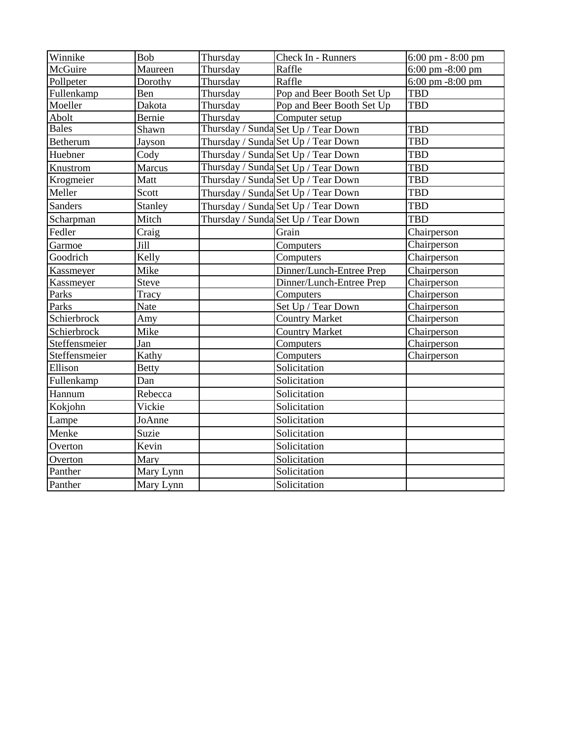| | | | | |
|---|---|---|---|---|
| Winnike | Bob | Thursday | Check In - Runners | 6:00 pm - 8:00 pm |
| McGuire | Maureen | Thursday | Raffle | 6:00 pm -8:00 pm |
| Pollpeter | Dorothy | Thursday | Raffle | 6:00 pm -8:00 pm |
| Fullenkamp | Ben | Thursday | Pop and Beer Booth Set Up | TBD |
| Moeller | Dakota | Thursday | Pop and Beer Booth Set Up | TBD |
| Abolt | Bernie | Thursday | Computer setup | |
| Bales | Shawn | Thursday / Sunda | Set Up / Tear Down | TBD |
| Betherum | Jayson | Thursday / Sunda | Set Up / Tear Down | TBD |
| Huebner | Cody | Thursday / Sunda | Set Up / Tear Down | TBD |
| Knustrom | Marcus | Thursday / Sunda | Set Up / Tear Down | TBD |
| Krogmeier | Matt | Thursday / Sunda | Set Up / Tear Down | TBD |
| Meller | Scott | Thursday / Sunda | Set Up / Tear Down | TBD |
| Sanders | Stanley | Thursday / Sunda | Set Up / Tear Down | TBD |
| Scharpman | Mitch | Thursday / Sunda | Set Up / Tear Down | TBD |
| Fedler | Craig | | Grain | Chairperson |
| Garmoe | Jill | | Computers | Chairperson |
| Goodrich | Kelly | | Computers | Chairperson |
| Kassmeyer | Mike | | Dinner/Lunch-Entree Prep | Chairperson |
| Kassmeyer | Steve | | Dinner/Lunch-Entree Prep | Chairperson |
| Parks | Tracy | | Computers | Chairperson |
| Parks | Nate | | Set Up / Tear Down | Chairperson |
| Schierbrock | Amy | | Country Market | Chairperson |
| Schierbrock | Mike | | Country Market | Chairperson |
| Steffensmeier | Jan | | Computers | Chairperson |
| Steffensmeier | Kathy | | Computers | Chairperson |
| Ellison | Betty | | Solicitation | |
| Fullenkamp | Dan | | Solicitation | |
| Hannum | Rebecca | | Solicitation | |
| Kokjohn | Vickie | | Solicitation | |
| Lampe | JoAnne | | Solicitation | |
| Menke | Suzie | | Solicitation | |
| Overton | Kevin | | Solicitation | |
| Overton | Mary | | Solicitation | |
| Panther | Mary Lynn | | Solicitation | |
| Panther | Mary Lynn | | Solicitation | |